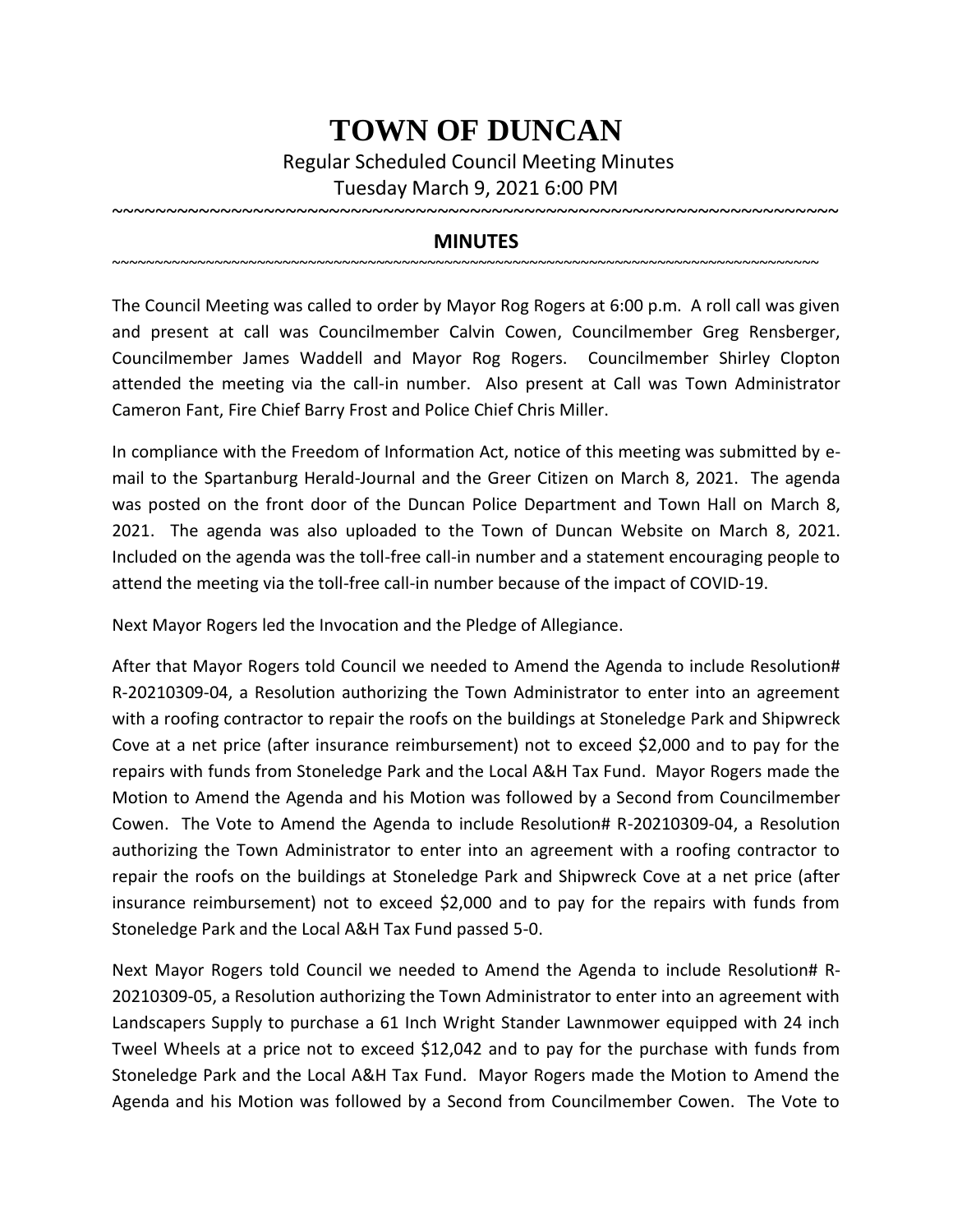# TOWN OF DUNCAN

Regular Scheduled Council Meeting Minutes

Tuesday March 9, 2021 6:00 PM

~~~~~~~~~~~~~~~~~~~~~~~~~~~~~~~~~~~~~~~~~~~~~~~~~~~~~~~~~~~~~~~~~~~~~~~~~

## MINUTES

~~~~~~~~~~~~~~~~~~~~~~~~~~~~~~~~~~~~~~~~~~~~~~~~~~~~~~~~~~~~~~~~~~~~~~~~~~~~~~~~~~~~~~~~~~~~~~~~~~~

The Council Meeting was called to order by Mayor Rog Rogers at 6:00 p.m. A roll call was given and present at call was Councilmember Calvin Cowen, Councilmember Greg Rensberger, Councilmember James Waddell and Mayor Rog Rogers. Councilmember Shirley Clopton attended the meeting via the call-in number. Also present at Call was Town Administrator Cameron Fant, Fire Chief Barry Frost and Police Chief Chris Miller.

In compliance with the Freedom of Information Act, notice of this meeting was submitted by e-mail to the Spartanburg Herald-Journal and the Greer Citizen on March 8, 2021. The agenda was posted on the front door of the Duncan Police Department and Town Hall on March 8, 2021. The agenda was also uploaded to the Town of Duncan Website on March 8, 2021. Included on the agenda was the toll-free call-in number and a statement encouraging people to attend the meeting via the toll-free call-in number because of the impact of COVID-19.

Next Mayor Rogers led the Invocation and the Pledge of Allegiance.

After that Mayor Rogers told Council we needed to Amend the Agenda to include Resolution# R-20210309-04, a Resolution authorizing the Town Administrator to enter into an agreement with a roofing contractor to repair the roofs on the buildings at Stoneledge Park and Shipwreck Cove at a net price (after insurance reimbursement) not to exceed $2,000 and to pay for the repairs with funds from Stoneledge Park and the Local A&H Tax Fund. Mayor Rogers made the Motion to Amend the Agenda and his Motion was followed by a Second from Councilmember Cowen. The Vote to Amend the Agenda to include Resolution# R-20210309-04, a Resolution authorizing the Town Administrator to enter into an agreement with a roofing contractor to repair the roofs on the buildings at Stoneledge Park and Shipwreck Cove at a net price (after insurance reimbursement) not to exceed $2,000 and to pay for the repairs with funds from Stoneledge Park and the Local A&H Tax Fund passed 5-0.

Next Mayor Rogers told Council we needed to Amend the Agenda to include Resolution# R-20210309-05, a Resolution authorizing the Town Administrator to enter into an agreement with Landscapers Supply to purchase a 61 Inch Wright Stander Lawnmower equipped with 24 inch Tweel Wheels at a price not to exceed $12,042 and to pay for the purchase with funds from Stoneledge Park and the Local A&H Tax Fund. Mayor Rogers made the Motion to Amend the Agenda and his Motion was followed by a Second from Councilmember Cowen. The Vote to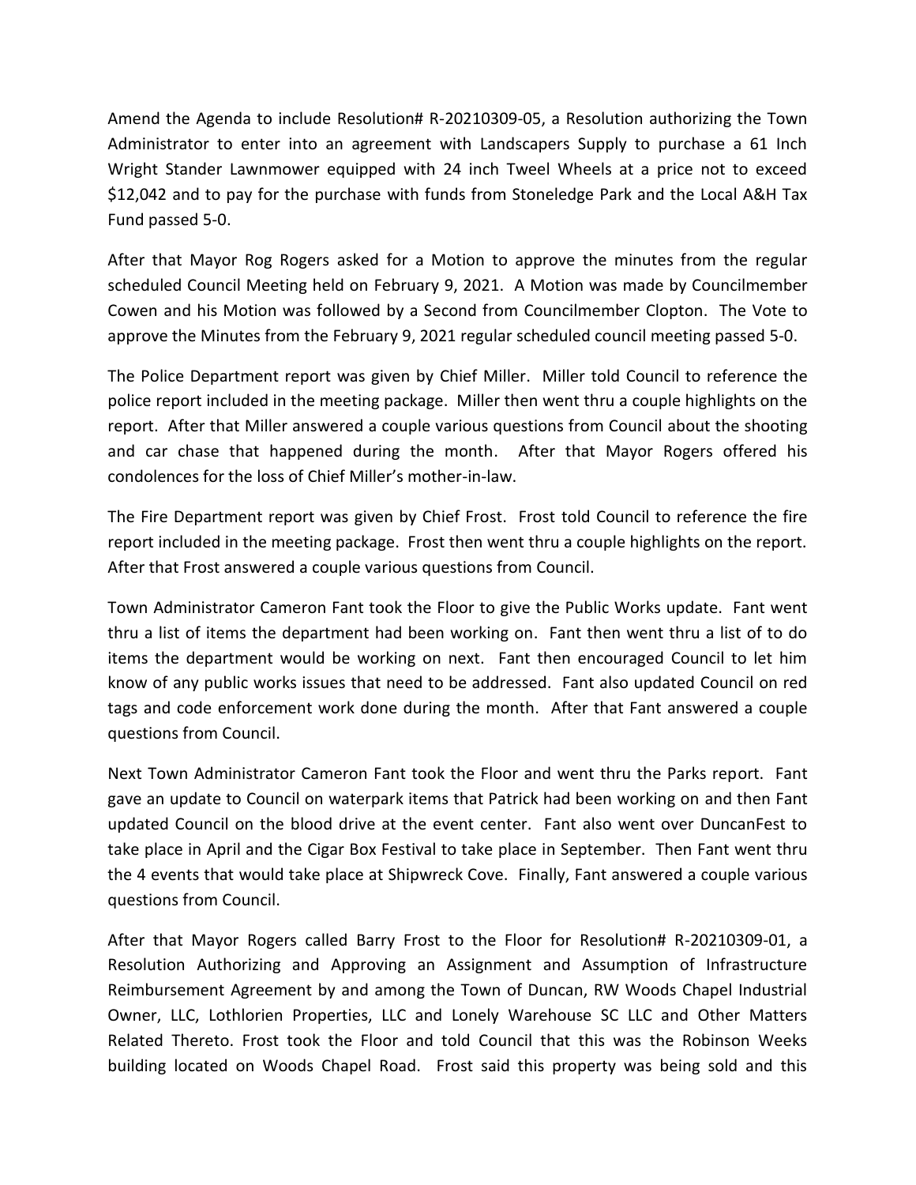Amend the Agenda to include Resolution# R-20210309-05, a Resolution authorizing the Town Administrator to enter into an agreement with Landscapers Supply to purchase a 61 Inch Wright Stander Lawnmower equipped with 24 inch Tweel Wheels at a price not to exceed $12,042 and to pay for the purchase with funds from Stoneledge Park and the Local A&H Tax Fund passed 5-0.

After that Mayor Rog Rogers asked for a Motion to approve the minutes from the regular scheduled Council Meeting held on February 9, 2021. A Motion was made by Councilmember Cowen and his Motion was followed by a Second from Councilmember Clopton. The Vote to approve the Minutes from the February 9, 2021 regular scheduled council meeting passed 5-0.

The Police Department report was given by Chief Miller. Miller told Council to reference the police report included in the meeting package. Miller then went thru a couple highlights on the report. After that Miller answered a couple various questions from Council about the shooting and car chase that happened during the month. After that Mayor Rogers offered his condolences for the loss of Chief Miller's mother-in-law.

The Fire Department report was given by Chief Frost. Frost told Council to reference the fire report included in the meeting package. Frost then went thru a couple highlights on the report. After that Frost answered a couple various questions from Council.

Town Administrator Cameron Fant took the Floor to give the Public Works update. Fant went thru a list of items the department had been working on. Fant then went thru a list of to do items the department would be working on next. Fant then encouraged Council to let him know of any public works issues that need to be addressed. Fant also updated Council on red tags and code enforcement work done during the month. After that Fant answered a couple questions from Council.

Next Town Administrator Cameron Fant took the Floor and went thru the Parks report. Fant gave an update to Council on waterpark items that Patrick had been working on and then Fant updated Council on the blood drive at the event center. Fant also went over DuncanFest to take place in April and the Cigar Box Festival to take place in September. Then Fant went thru the 4 events that would take place at Shipwreck Cove. Finally, Fant answered a couple various questions from Council.

After that Mayor Rogers called Barry Frost to the Floor for Resolution# R-20210309-01, a Resolution Authorizing and Approving an Assignment and Assumption of Infrastructure Reimbursement Agreement by and among the Town of Duncan, RW Woods Chapel Industrial Owner, LLC, Lothlorien Properties, LLC and Lonely Warehouse SC LLC and Other Matters Related Thereto. Frost took the Floor and told Council that this was the Robinson Weeks building located on Woods Chapel Road. Frost said this property was being sold and this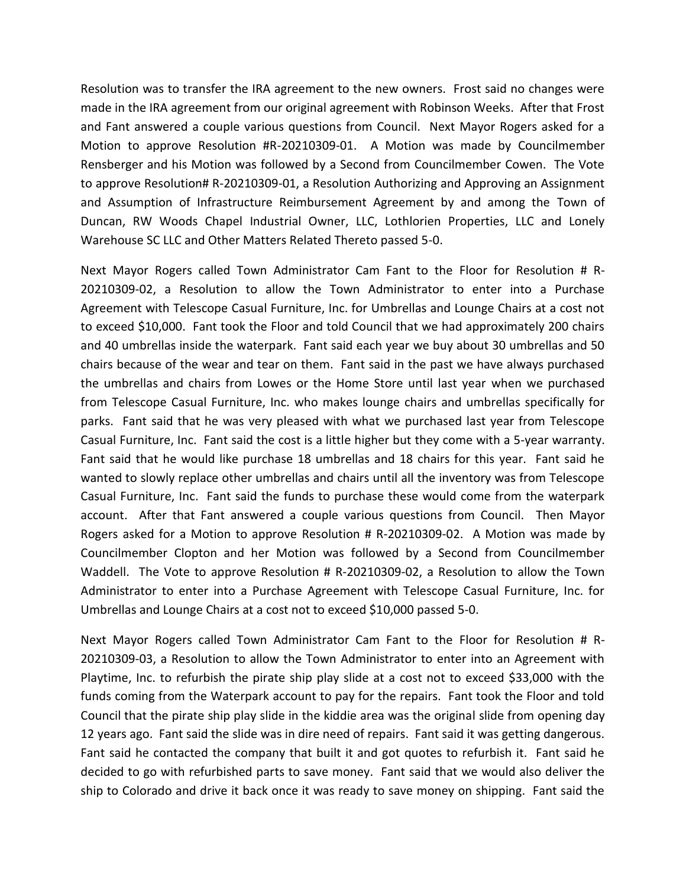Resolution was to transfer the IRA agreement to the new owners. Frost said no changes were made in the IRA agreement from our original agreement with Robinson Weeks. After that Frost and Fant answered a couple various questions from Council. Next Mayor Rogers asked for a Motion to approve Resolution #R-20210309-01. A Motion was made by Councilmember Rensberger and his Motion was followed by a Second from Councilmember Cowen. The Vote to approve Resolution# R-20210309-01, a Resolution Authorizing and Approving an Assignment and Assumption of Infrastructure Reimbursement Agreement by and among the Town of Duncan, RW Woods Chapel Industrial Owner, LLC, Lothlorien Properties, LLC and Lonely Warehouse SC LLC and Other Matters Related Thereto passed 5-0.

Next Mayor Rogers called Town Administrator Cam Fant to the Floor for Resolution # R-20210309-02, a Resolution to allow the Town Administrator to enter into a Purchase Agreement with Telescope Casual Furniture, Inc. for Umbrellas and Lounge Chairs at a cost not to exceed $10,000. Fant took the Floor and told Council that we had approximately 200 chairs and 40 umbrellas inside the waterpark. Fant said each year we buy about 30 umbrellas and 50 chairs because of the wear and tear on them. Fant said in the past we have always purchased the umbrellas and chairs from Lowes or the Home Store until last year when we purchased from Telescope Casual Furniture, Inc. who makes lounge chairs and umbrellas specifically for parks. Fant said that he was very pleased with what we purchased last year from Telescope Casual Furniture, Inc. Fant said the cost is a little higher but they come with a 5-year warranty. Fant said that he would like purchase 18 umbrellas and 18 chairs for this year. Fant said he wanted to slowly replace other umbrellas and chairs until all the inventory was from Telescope Casual Furniture, Inc. Fant said the funds to purchase these would come from the waterpark account. After that Fant answered a couple various questions from Council. Then Mayor Rogers asked for a Motion to approve Resolution # R-20210309-02. A Motion was made by Councilmember Clopton and her Motion was followed by a Second from Councilmember Waddell. The Vote to approve Resolution # R-20210309-02, a Resolution to allow the Town Administrator to enter into a Purchase Agreement with Telescope Casual Furniture, Inc. for Umbrellas and Lounge Chairs at a cost not to exceed $10,000 passed 5-0.

Next Mayor Rogers called Town Administrator Cam Fant to the Floor for Resolution # R-20210309-03, a Resolution to allow the Town Administrator to enter into an Agreement with Playtime, Inc. to refurbish the pirate ship play slide at a cost not to exceed $33,000 with the funds coming from the Waterpark account to pay for the repairs. Fant took the Floor and told Council that the pirate ship play slide in the kiddie area was the original slide from opening day 12 years ago. Fant said the slide was in dire need of repairs. Fant said it was getting dangerous. Fant said he contacted the company that built it and got quotes to refurbish it. Fant said he decided to go with refurbished parts to save money. Fant said that we would also deliver the ship to Colorado and drive it back once it was ready to save money on shipping. Fant said the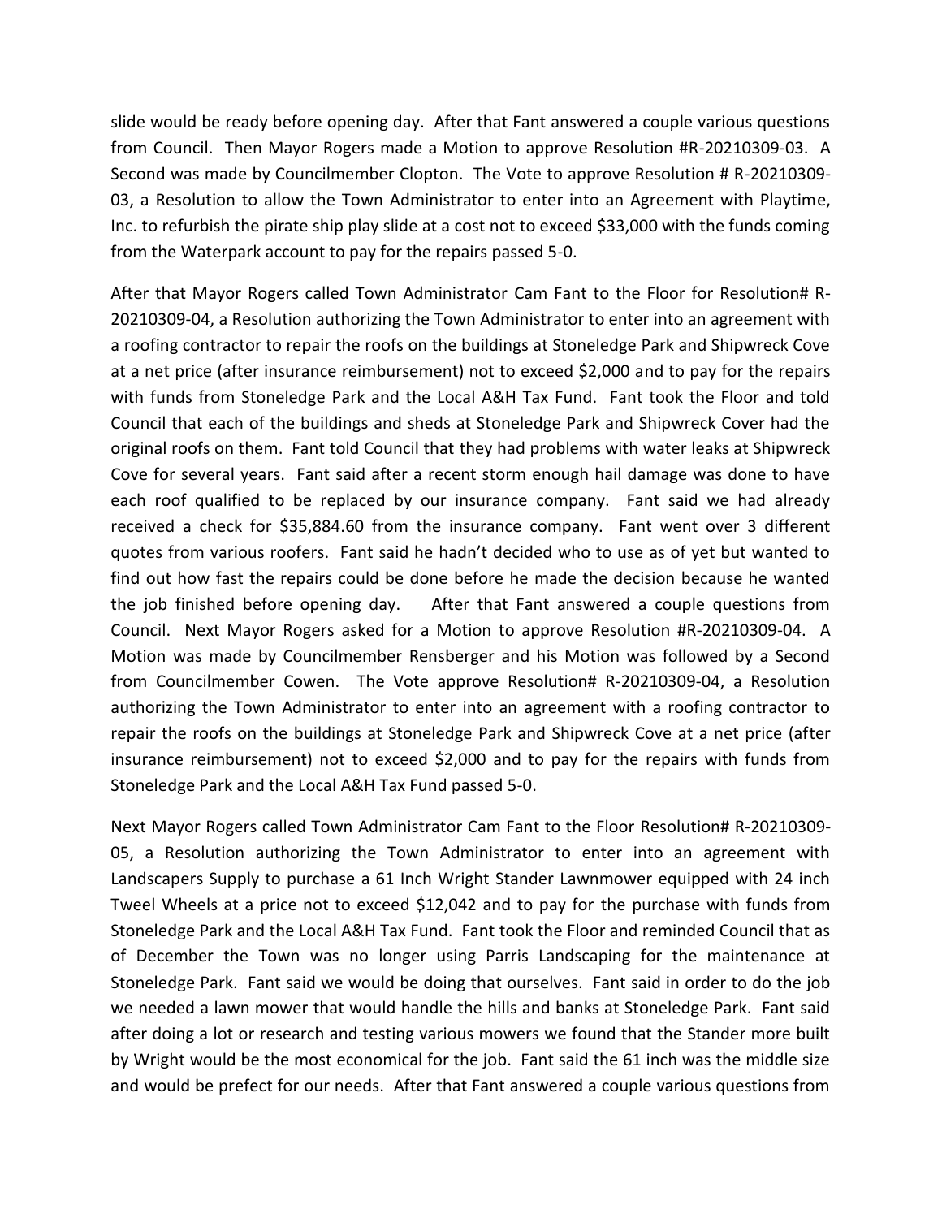slide would be ready before opening day. After that Fant answered a couple various questions from Council. Then Mayor Rogers made a Motion to approve Resolution #R-20210309-03. A Second was made by Councilmember Clopton. The Vote to approve Resolution # R-20210309-03, a Resolution to allow the Town Administrator to enter into an Agreement with Playtime, Inc. to refurbish the pirate ship play slide at a cost not to exceed $33,000 with the funds coming from the Waterpark account to pay for the repairs passed 5-0.

After that Mayor Rogers called Town Administrator Cam Fant to the Floor for Resolution# R-20210309-04, a Resolution authorizing the Town Administrator to enter into an agreement with a roofing contractor to repair the roofs on the buildings at Stoneledge Park and Shipwreck Cove at a net price (after insurance reimbursement) not to exceed $2,000 and to pay for the repairs with funds from Stoneledge Park and the Local A&H Tax Fund. Fant took the Floor and told Council that each of the buildings and sheds at Stoneledge Park and Shipwreck Cover had the original roofs on them. Fant told Council that they had problems with water leaks at Shipwreck Cove for several years. Fant said after a recent storm enough hail damage was done to have each roof qualified to be replaced by our insurance company. Fant said we had already received a check for $35,884.60 from the insurance company. Fant went over 3 different quotes from various roofers. Fant said he hadn't decided who to use as of yet but wanted to find out how fast the repairs could be done before he made the decision because he wanted the job finished before opening day. After that Fant answered a couple questions from Council. Next Mayor Rogers asked for a Motion to approve Resolution #R-20210309-04. A Motion was made by Councilmember Rensberger and his Motion was followed by a Second from Councilmember Cowen. The Vote approve Resolution# R-20210309-04, a Resolution authorizing the Town Administrator to enter into an agreement with a roofing contractor to repair the roofs on the buildings at Stoneledge Park and Shipwreck Cove at a net price (after insurance reimbursement) not to exceed $2,000 and to pay for the repairs with funds from Stoneledge Park and the Local A&H Tax Fund passed 5-0.

Next Mayor Rogers called Town Administrator Cam Fant to the Floor Resolution# R-20210309-05, a Resolution authorizing the Town Administrator to enter into an agreement with Landscapers Supply to purchase a 61 Inch Wright Stander Lawnmower equipped with 24 inch Tweel Wheels at a price not to exceed $12,042 and to pay for the purchase with funds from Stoneledge Park and the Local A&H Tax Fund. Fant took the Floor and reminded Council that as of December the Town was no longer using Parris Landscaping for the maintenance at Stoneledge Park. Fant said we would be doing that ourselves. Fant said in order to do the job we needed a lawn mower that would handle the hills and banks at Stoneledge Park. Fant said after doing a lot or research and testing various mowers we found that the Stander more built by Wright would be the most economical for the job. Fant said the 61 inch was the middle size and would be prefect for our needs. After that Fant answered a couple various questions from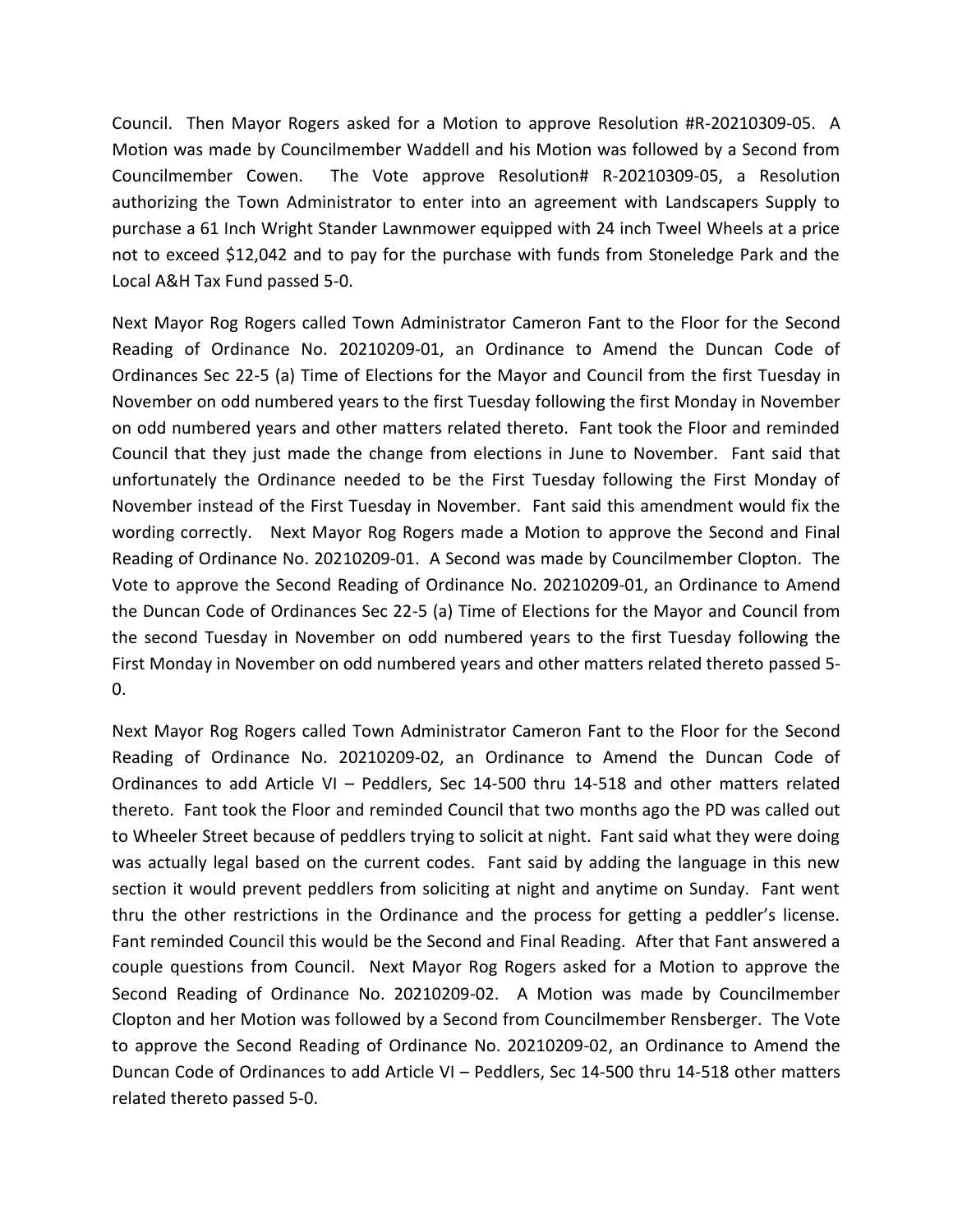Council. Then Mayor Rogers asked for a Motion to approve Resolution #R-20210309-05. A Motion was made by Councilmember Waddell and his Motion was followed by a Second from Councilmember Cowen. The Vote approve Resolution# R-20210309-05, a Resolution authorizing the Town Administrator to enter into an agreement with Landscapers Supply to purchase a 61 Inch Wright Stander Lawnmower equipped with 24 inch Tweel Wheels at a price not to exceed $12,042 and to pay for the purchase with funds from Stoneledge Park and the Local A&H Tax Fund passed 5-0.

Next Mayor Rog Rogers called Town Administrator Cameron Fant to the Floor for the Second Reading of Ordinance No. 20210209-01, an Ordinance to Amend the Duncan Code of Ordinances Sec 22-5 (a) Time of Elections for the Mayor and Council from the first Tuesday in November on odd numbered years to the first Tuesday following the first Monday in November on odd numbered years and other matters related thereto. Fant took the Floor and reminded Council that they just made the change from elections in June to November. Fant said that unfortunately the Ordinance needed to be the First Tuesday following the First Monday of November instead of the First Tuesday in November. Fant said this amendment would fix the wording correctly. Next Mayor Rog Rogers made a Motion to approve the Second and Final Reading of Ordinance No. 20210209-01. A Second was made by Councilmember Clopton. The Vote to approve the Second Reading of Ordinance No. 20210209-01, an Ordinance to Amend the Duncan Code of Ordinances Sec 22-5 (a) Time of Elections for the Mayor and Council from the second Tuesday in November on odd numbered years to the first Tuesday following the First Monday in November on odd numbered years and other matters related thereto passed 5-0.

Next Mayor Rog Rogers called Town Administrator Cameron Fant to the Floor for the Second Reading of Ordinance No. 20210209-02, an Ordinance to Amend the Duncan Code of Ordinances to add Article VI – Peddlers, Sec 14-500 thru 14-518 and other matters related thereto. Fant took the Floor and reminded Council that two months ago the PD was called out to Wheeler Street because of peddlers trying to solicit at night. Fant said what they were doing was actually legal based on the current codes. Fant said by adding the language in this new section it would prevent peddlers from soliciting at night and anytime on Sunday. Fant went thru the other restrictions in the Ordinance and the process for getting a peddler's license. Fant reminded Council this would be the Second and Final Reading. After that Fant answered a couple questions from Council. Next Mayor Rog Rogers asked for a Motion to approve the Second Reading of Ordinance No. 20210209-02. A Motion was made by Councilmember Clopton and her Motion was followed by a Second from Councilmember Rensberger. The Vote to approve the Second Reading of Ordinance No. 20210209-02, an Ordinance to Amend the Duncan Code of Ordinances to add Article VI – Peddlers, Sec 14-500 thru 14-518 other matters related thereto passed 5-0.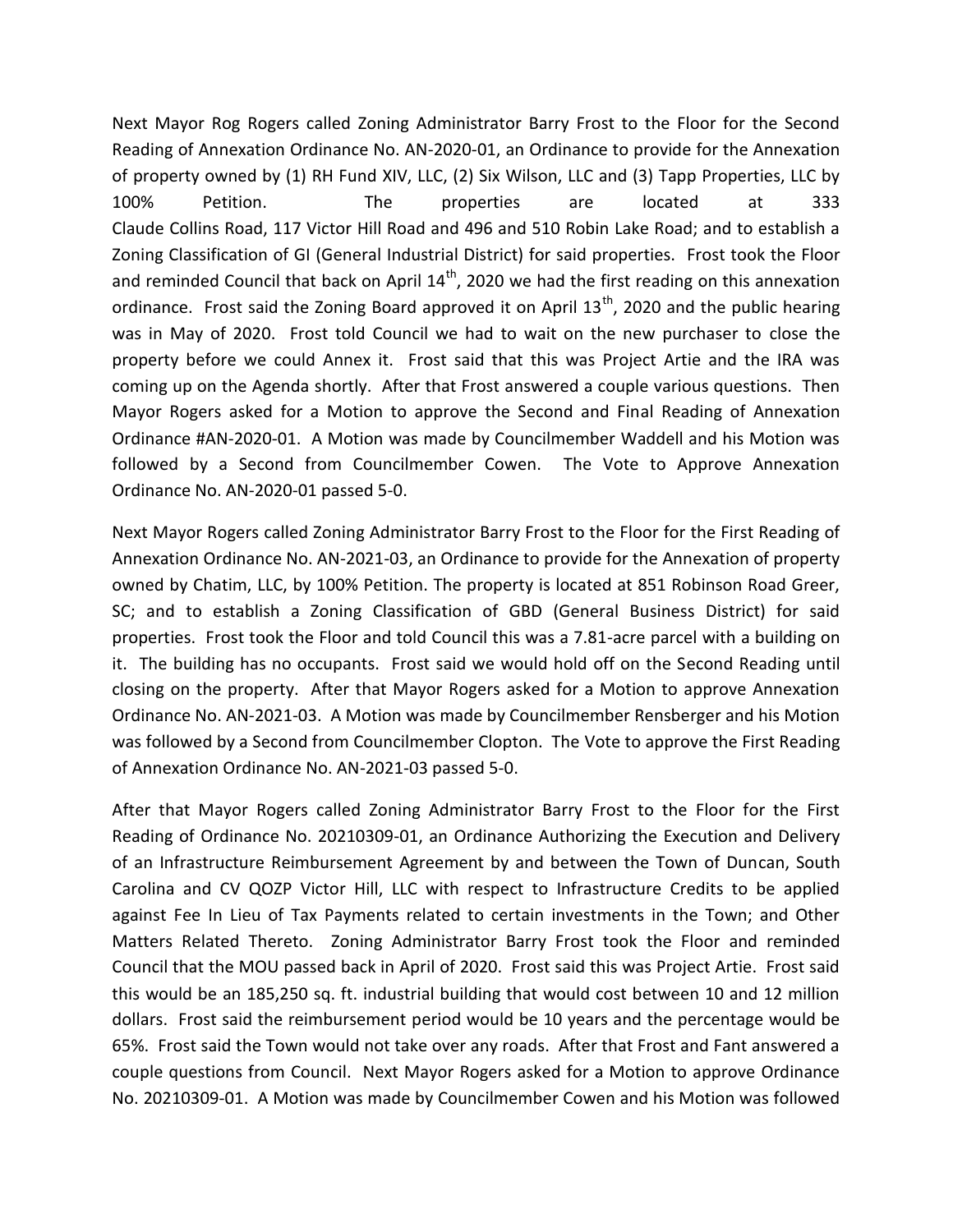Next Mayor Rog Rogers called Zoning Administrator Barry Frost to the Floor for the Second Reading of Annexation Ordinance No. AN-2020-01, an Ordinance to provide for the Annexation of property owned by (1) RH Fund XIV, LLC, (2) Six Wilson, LLC and (3) Tapp Properties, LLC by 100% Petition. The properties are located at 333 Claude Collins Road, 117 Victor Hill Road and 496 and 510 Robin Lake Road; and to establish a Zoning Classification of GI (General Industrial District) for said properties. Frost took the Floor and reminded Council that back on April 14th, 2020 we had the first reading on this annexation ordinance. Frost said the Zoning Board approved it on April 13th, 2020 and the public hearing was in May of 2020. Frost told Council we had to wait on the new purchaser to close the property before we could Annex it. Frost said that this was Project Artie and the IRA was coming up on the Agenda shortly. After that Frost answered a couple various questions. Then Mayor Rogers asked for a Motion to approve the Second and Final Reading of Annexation Ordinance #AN-2020-01. A Motion was made by Councilmember Waddell and his Motion was followed by a Second from Councilmember Cowen. The Vote to Approve Annexation Ordinance No. AN-2020-01 passed 5-0.

Next Mayor Rogers called Zoning Administrator Barry Frost to the Floor for the First Reading of Annexation Ordinance No. AN-2021-03, an Ordinance to provide for the Annexation of property owned by Chatim, LLC, by 100% Petition. The property is located at 851 Robinson Road Greer, SC; and to establish a Zoning Classification of GBD (General Business District) for said properties. Frost took the Floor and told Council this was a 7.81-acre parcel with a building on it. The building has no occupants. Frost said we would hold off on the Second Reading until closing on the property. After that Mayor Rogers asked for a Motion to approve Annexation Ordinance No. AN-2021-03. A Motion was made by Councilmember Rensberger and his Motion was followed by a Second from Councilmember Clopton. The Vote to approve the First Reading of Annexation Ordinance No. AN-2021-03 passed 5-0.

After that Mayor Rogers called Zoning Administrator Barry Frost to the Floor for the First Reading of Ordinance No. 20210309-01, an Ordinance Authorizing the Execution and Delivery of an Infrastructure Reimbursement Agreement by and between the Town of Duncan, South Carolina and CV QOZP Victor Hill, LLC with respect to Infrastructure Credits to be applied against Fee In Lieu of Tax Payments related to certain investments in the Town; and Other Matters Related Thereto. Zoning Administrator Barry Frost took the Floor and reminded Council that the MOU passed back in April of 2020. Frost said this was Project Artie. Frost said this would be an 185,250 sq. ft. industrial building that would cost between 10 and 12 million dollars. Frost said the reimbursement period would be 10 years and the percentage would be 65%. Frost said the Town would not take over any roads. After that Frost and Fant answered a couple questions from Council. Next Mayor Rogers asked for a Motion to approve Ordinance No. 20210309-01. A Motion was made by Councilmember Cowen and his Motion was followed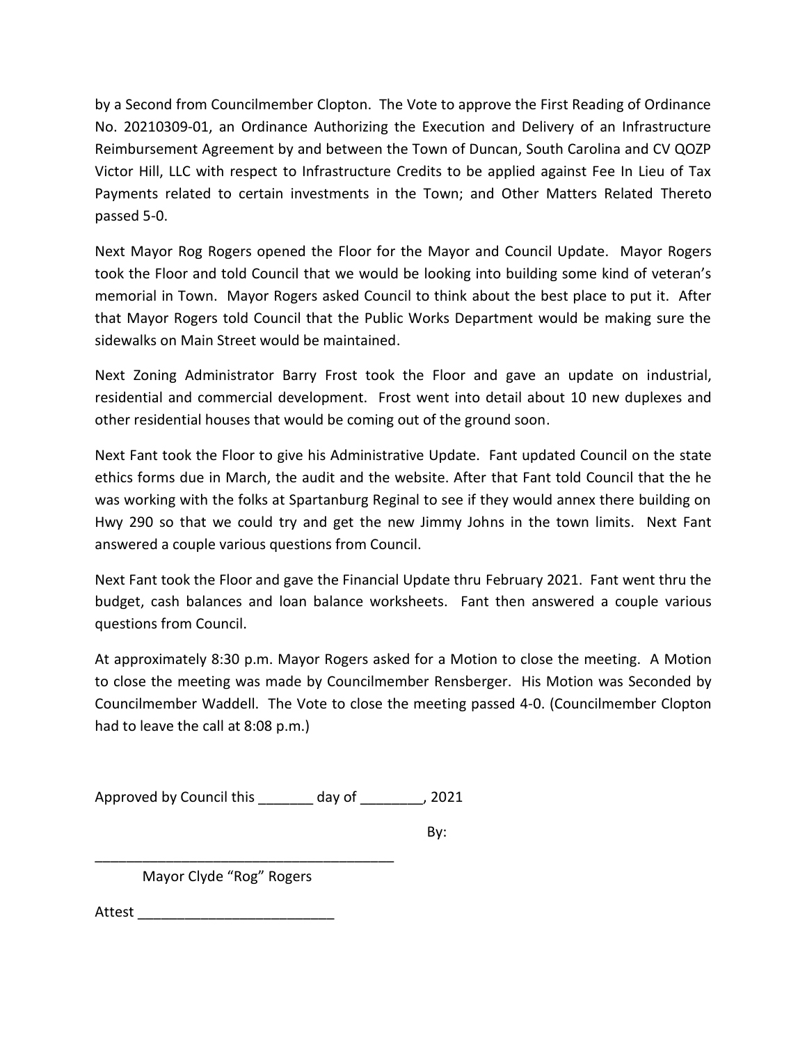by a Second from Councilmember Clopton. The Vote to approve the First Reading of Ordinance No. 20210309-01, an Ordinance Authorizing the Execution and Delivery of an Infrastructure Reimbursement Agreement by and between the Town of Duncan, South Carolina and CV QOZP Victor Hill, LLC with respect to Infrastructure Credits to be applied against Fee In Lieu of Tax Payments related to certain investments in the Town; and Other Matters Related Thereto passed 5-0.

Next Mayor Rog Rogers opened the Floor for the Mayor and Council Update. Mayor Rogers took the Floor and told Council that we would be looking into building some kind of veteran's memorial in Town. Mayor Rogers asked Council to think about the best place to put it. After that Mayor Rogers told Council that the Public Works Department would be making sure the sidewalks on Main Street would be maintained.

Next Zoning Administrator Barry Frost took the Floor and gave an update on industrial, residential and commercial development. Frost went into detail about 10 new duplexes and other residential houses that would be coming out of the ground soon.

Next Fant took the Floor to give his Administrative Update. Fant updated Council on the state ethics forms due in March, the audit and the website. After that Fant told Council that the he was working with the folks at Spartanburg Reginal to see if they would annex there building on Hwy 290 so that we could try and get the new Jimmy Johns in the town limits. Next Fant answered a couple various questions from Council.

Next Fant took the Floor and gave the Financial Update thru February 2021. Fant went thru the budget, cash balances and loan balance worksheets. Fant then answered a couple various questions from Council.

At approximately 8:30 p.m. Mayor Rogers asked for a Motion to close the meeting. A Motion to close the meeting was made by Councilmember Rensberger. His Motion was Seconded by Councilmember Waddell. The Vote to close the meeting passed 4-0. (Councilmember Clopton had to leave the call at 8:08 p.m.)

Approved by Council this _______ day of ________, 2021

By:

_______________________________________

Mayor Clyde "Rog" Rogers

Attest _________________________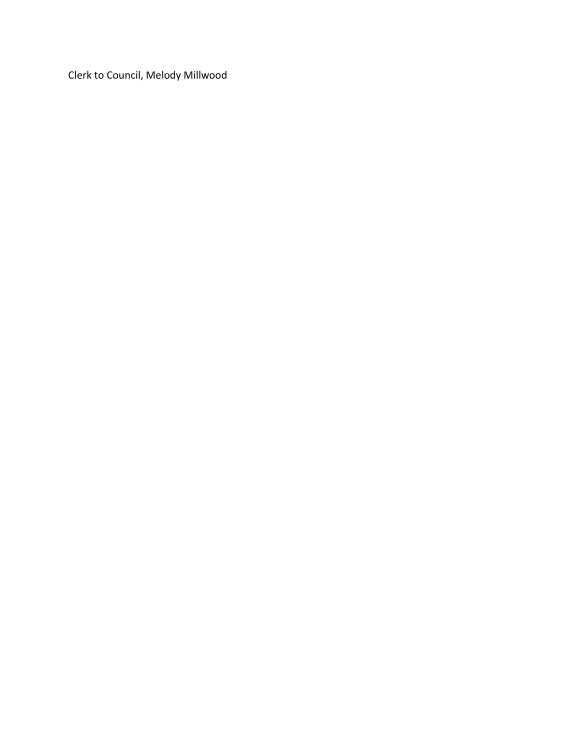Clerk to Council, Melody Millwood